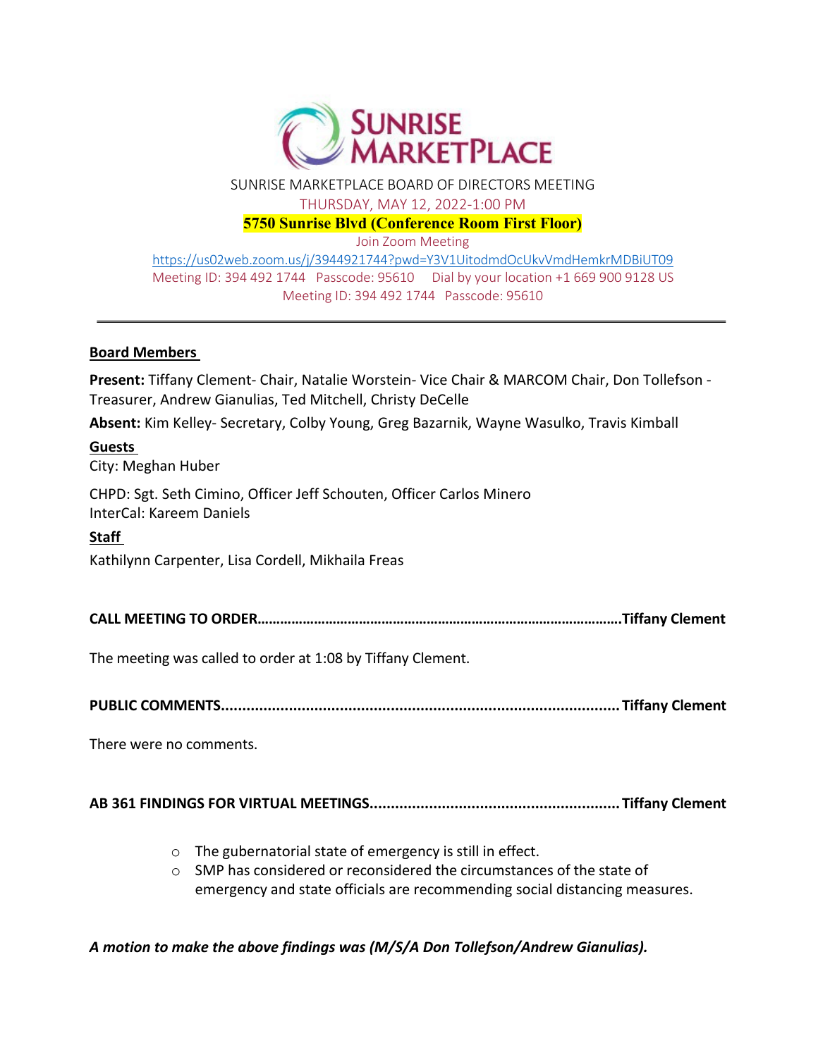SUNRISE MARKETPLACE BOARD OF DIRECTORS MEETING

THURSDAY, MAY 12, 2022-1:00 PM

**5750 Sunrise Blvd (Conference Room First Floor)**

Join Zoom Meeting

https://us02web.zoom.us/j/3944921744?pwd=Y3V1UitodmdOcUkvVmdHemkrMDBiUT09

Meeting ID: 394 492 1744 Passcode: 95610 Dial by your location +1 669 900 9128 US

Meeting ID: 394 492 1744 Passcode: 95610

---

**Board Members**

**Present:** Tiffany Clement- Chair, Natalie Worstein- Vice Chair & MARCOM Chair, Don Tollefson - Treasurer, Andrew Gianulias, Ted Mitchell, Christy DeCelle

**Absent:** Kim Kelley- Secretary, Colby Young, Greg Bazarnik, Wayne Wasulko, Travis Kimball

**Guests**

City: Meghan Huber

CHPD: Sgt. Seth Cimino, Officer Jeff Schouten, Officer Carlos Minero

InterCal: Kareem Daniels

**Staff**

Kathilynn Carpenter, Lisa Cordell, Mikhaila Freas

**CALL MEETING TO ORDER……………………………………………………………………………………Tiffany Clement**

The meeting was called to order at 1:08 by Tiffany Clement.

**PUBLIC COMMENTS............................................................................................Tiffany Clement**

There were no comments.

**AB 361 FINDINGS FOR VIRTUAL MEETINGS..........................................................Tiffany Clement**

- The gubernatorial state of emergency is still in effect.
- SMP has considered or reconsidered the circumstances of the state of emergency and state officials are recommending social distancing measures.

***A motion to make the above findings was (M/S/A Don Tollefson/Andrew Gianulias).***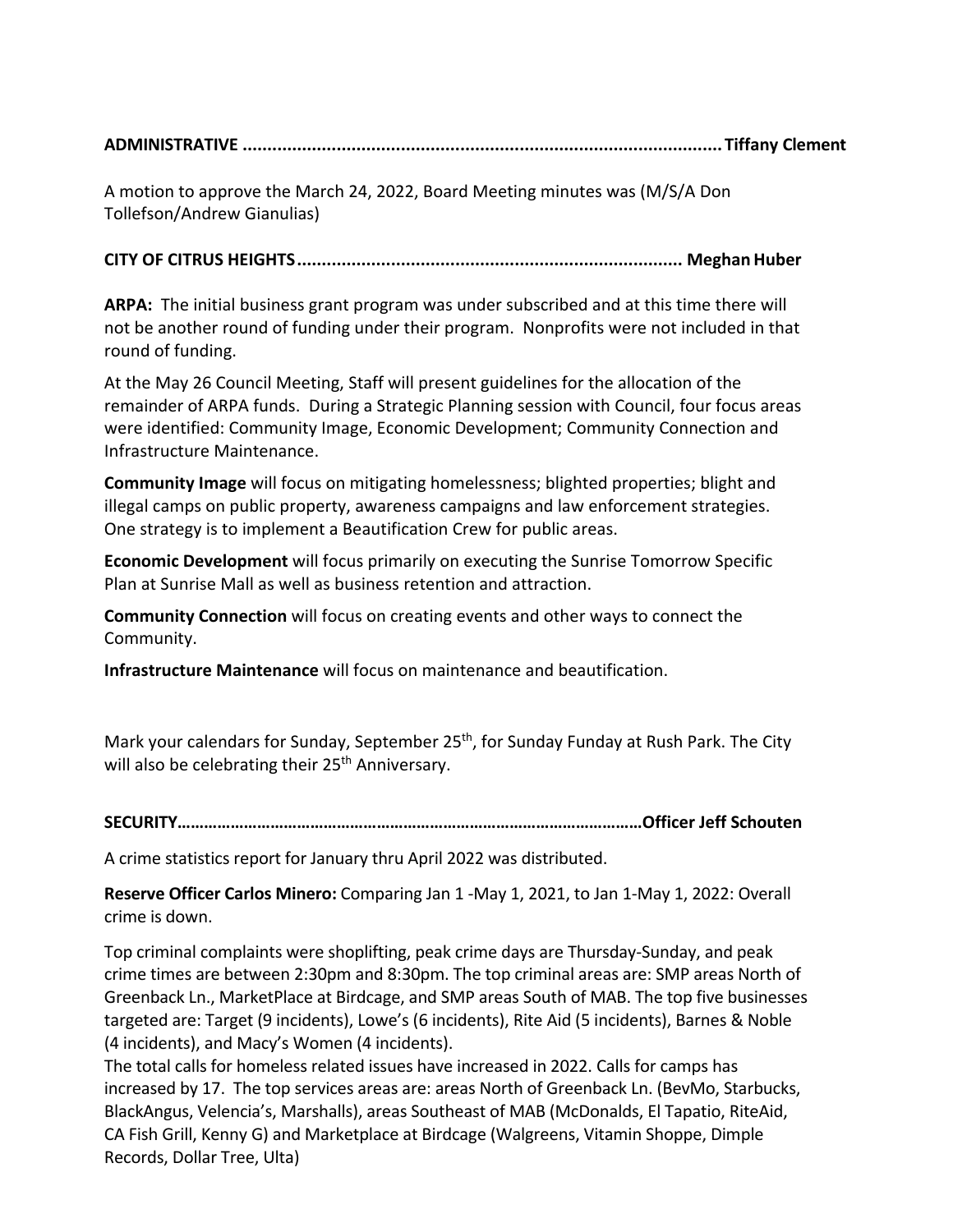**ADMINISTRATIVE ................................................................................................ Tiffany Clement**

A motion to approve the March 24, 2022, Board Meeting minutes was (M/S/A Don Tollefson/Andrew Gianulias)

**CITY OF CITRUS HEIGHTS.............................................................................. Meghan Huber**

**ARPA:** The initial business grant program was under subscribed and at this time there will not be another round of funding under their program. Nonprofits were not included in that round of funding.

At the May 26 Council Meeting, Staff will present guidelines for the allocation of the remainder of ARPA funds. During a Strategic Planning session with Council, four focus areas were identified: Community Image, Economic Development; Community Connection and Infrastructure Maintenance.

**Community Image** will focus on mitigating homelessness; blighted properties; blight and illegal camps on public property, awareness campaigns and law enforcement strategies. One strategy is to implement a Beautification Crew for public areas.

**Economic Development** will focus primarily on executing the Sunrise Tomorrow Specific Plan at Sunrise Mall as well as business retention and attraction.

**Community Connection** will focus on creating events and other ways to connect the Community.

**Infrastructure Maintenance** will focus on maintenance and beautification.

Mark your calendars for Sunday, September 25th, for Sunday Funday at Rush Park. The City will also be celebrating their 25th Anniversary.

**SECURITY…………………………………………………………………………………………Officer Jeff Schouten**

A crime statistics report for January thru April 2022 was distributed.

**Reserve Officer Carlos Minero:** Comparing Jan 1 -May 1, 2021, to Jan 1-May 1, 2022: Overall crime is down.

Top criminal complaints were shoplifting, peak crime days are Thursday-Sunday, and peak crime times are between 2:30pm and 8:30pm. The top criminal areas are: SMP areas North of Greenback Ln., MarketPlace at Birdcage, and SMP areas South of MAB. The top five businesses targeted are: Target (9 incidents), Lowe's (6 incidents), Rite Aid (5 incidents), Barnes & Noble (4 incidents), and Macy's Women (4 incidents).

The total calls for homeless related issues have increased in 2022. Calls for camps has increased by 17. The top services areas are: areas North of Greenback Ln. (BevMo, Starbucks, BlackAngus, Velencia's, Marshalls), areas Southeast of MAB (McDonalds, El Tapatio, RiteAid, CA Fish Grill, Kenny G) and Marketplace at Birdcage (Walgreens, Vitamin Shoppe, Dimple Records, Dollar Tree, Ulta)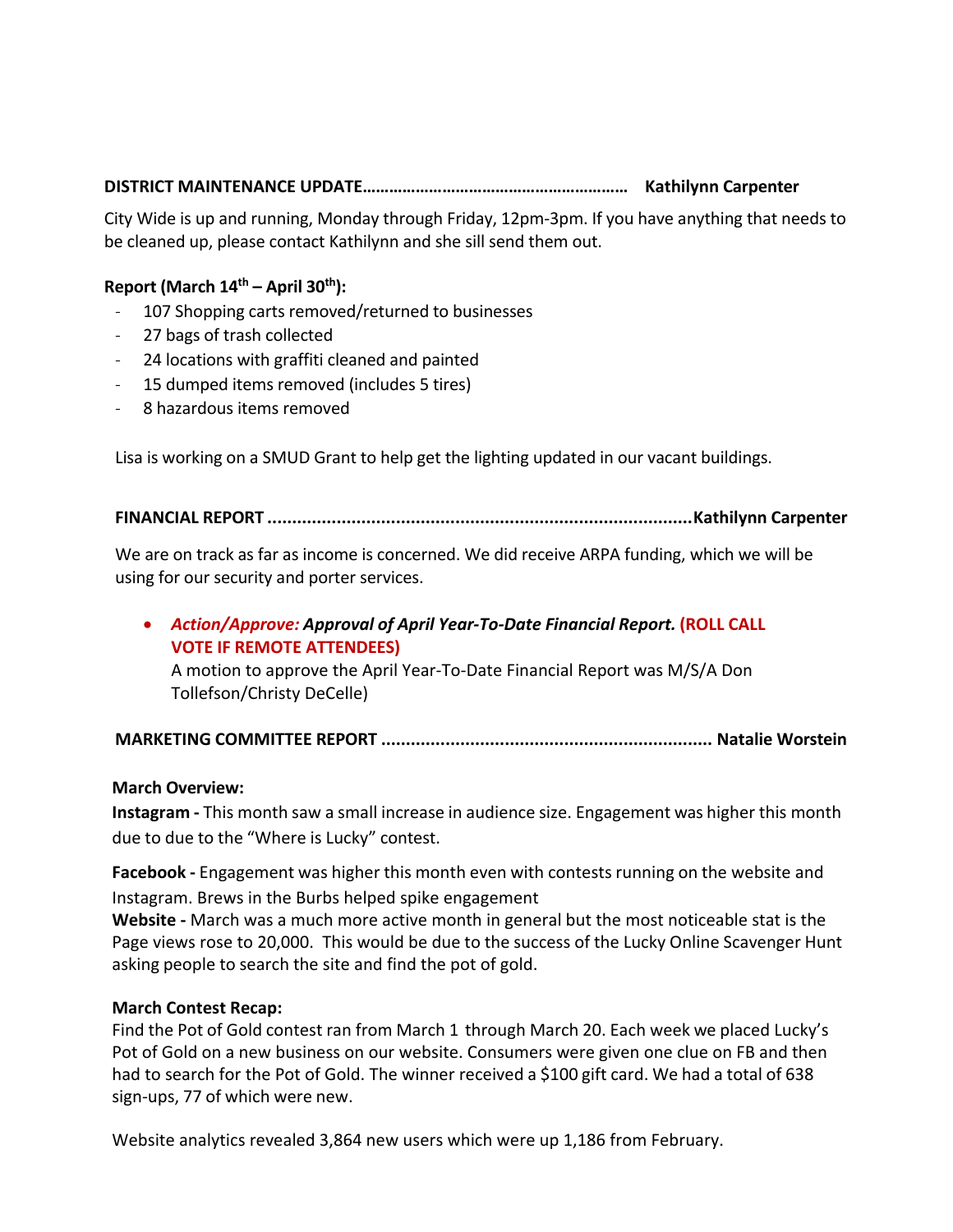**DISTRICT MAINTENANCE UPDATE…………………………………………………… Kathilynn Carpenter**

City Wide is up and running, Monday through Friday, 12pm-3pm. If you have anything that needs to be cleaned up, please contact Kathilynn and she sill send them out.

**Report (March 14th – April 30th):**

- 107 Shopping carts removed/returned to businesses
- 27 bags of trash collected
- 24 locations with graffiti cleaned and painted
- 15 dumped items removed (includes 5 tires)
- 8 hazardous items removed

Lisa is working on a SMUD Grant to help get the lighting updated in our vacant buildings.

**FINANCIAL REPORT ......................................................................................Kathilynn Carpenter**

We are on track as far as income is concerned. We did receive ARPA funding, which we will be using for our security and porter services.

- ***Action/Approve:* *Approval of April Year-To-Date Financial Report.*** **(ROLL CALL VOTE IF REMOTE ATTENDEES)**
  A motion to approve the April Year-To-Date Financial Report was M/S/A Don Tollefson/Christy DeCelle)

**MARKETING COMMITTEE REPORT .................................................................. Natalie Worstein**

**March Overview:**

**Instagram -** This month saw a small increase in audience size. Engagement was higher this month due to due to the "Where is Lucky" contest.

**Facebook -** Engagement was higher this month even with contests running on the website and Instagram. Brews in the Burbs helped spike engagement

**Website -** March was a much more active month in general but the most noticeable stat is the Page views rose to 20,000. This would be due to the success of the Lucky Online Scavenger Hunt asking people to search the site and find the pot of gold.

**March Contest Recap:**

Find the Pot of Gold contest ran from March 1 through March 20. Each week we placed Lucky's Pot of Gold on a new business on our website. Consumers were given one clue on FB and then had to search for the Pot of Gold. The winner received a $100 gift card. We had a total of 638 sign-ups, 77 of which were new.

Website analytics revealed 3,864 new users which were up 1,186 from February.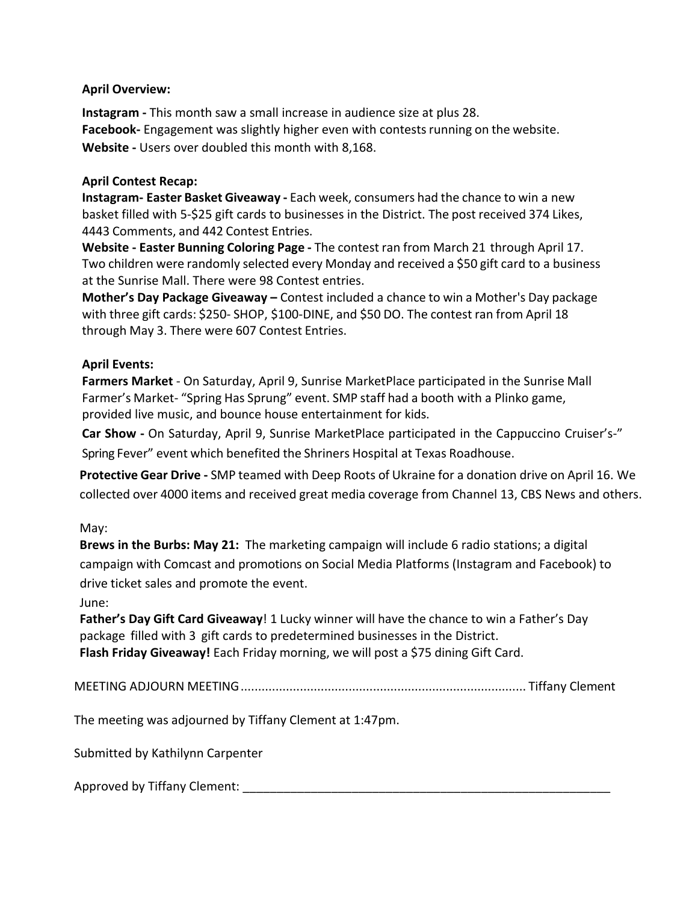**April Overview:**

**Instagram -** This month saw a small increase in audience size at plus 28.
**Facebook-** Engagement was slightly higher even with contests running on the website.
**Website -** Users over doubled this month with 8,168.

**April Contest Recap:**
**Instagram- Easter Basket Giveaway -** Each week, consumers had the chance to win a new basket filled with 5-$25 gift cards to businesses in the District. The post received 374 Likes, 4443 Comments, and 442 Contest Entries.
**Website - Easter Bunning Coloring Page -** The contest ran from March 21 through April 17. Two children were randomly selected every Monday and received a $50 gift card to a business at the Sunrise Mall. There were 98 Contest entries.
**Mother's Day Package Giveaway –** Contest included a chance to win a Mother's Day package with three gift cards: $250- SHOP, $100-DINE, and $50 DO. The contest ran from April 18 through May 3. There were 607 Contest Entries.

**April Events:**
**Farmers Market** - On Saturday, April 9, Sunrise MarketPlace participated in the Sunrise Mall Farmer's Market- "Spring Has Sprung" event. SMP staff had a booth with a Plinko game, provided live music, and bounce house entertainment for kids.
**Car Show -** On Saturday, April 9, Sunrise MarketPlace participated in the Cappuccino Cruiser's-" Spring Fever" event which benefited the Shriners Hospital at Texas Roadhouse.
**Protective Gear Drive -** SMP teamed with Deep Roots of Ukraine for a donation drive on April 16. We collected over 4000 items and received great media coverage from Channel 13, CBS News and others.

May:
**Brews in the Burbs: May 21:** The marketing campaign will include 6 radio stations; a digital campaign with Comcast and promotions on Social Media Platforms (Instagram and Facebook) to drive ticket sales and promote the event.
June:
**Father's Day Gift Card Giveaway**! 1 Lucky winner will have the chance to win a Father's Day package filled with 3 gift cards to predetermined businesses in the District.
**Flash Friday Giveaway!** Each Friday morning, we will post a $75 dining Gift Card.

MEETING ADJOURN MEETING.................................................................................. Tiffany Clement

The meeting was adjourned by Tiffany Clement at 1:47pm.

Submitted by Kathilynn Carpenter

Approved by Tiffany Clement: ________________________________________________________